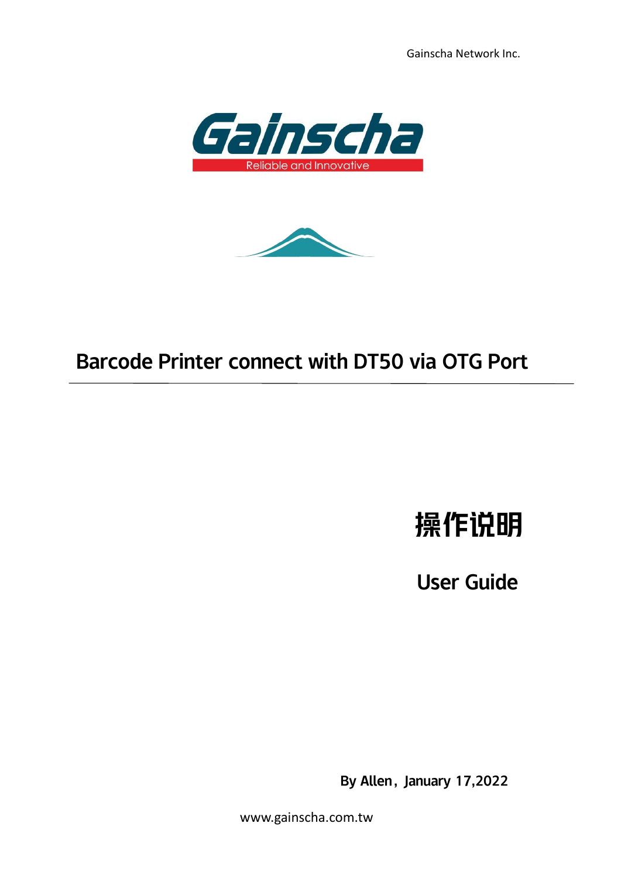Gainscha Network Inc.

Gainscha

Reliable and Innovative

# Barcode Printer connect with DT50 via OTG Port

## 操作说明

## User Guide

**By Allen，January 17,2022**

www.gainscha.com.tw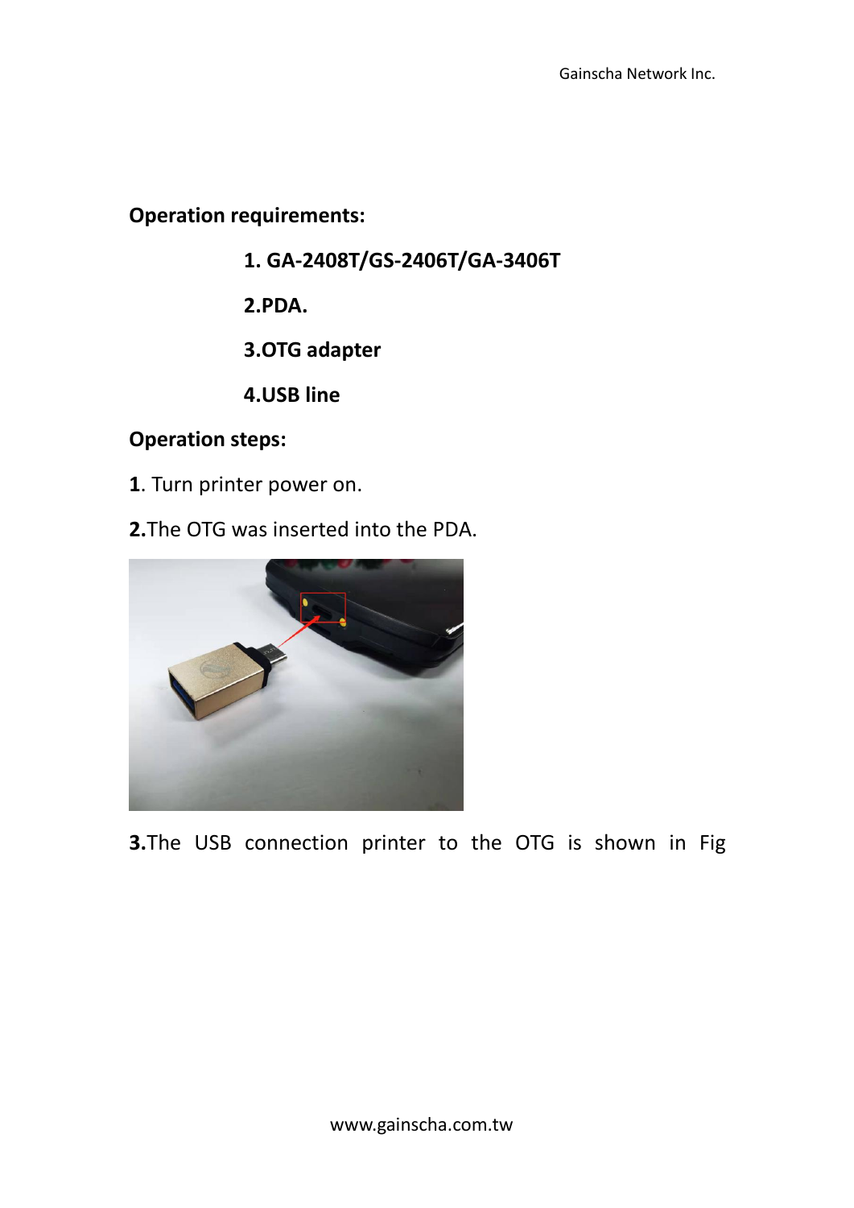**Operation requirements:**

1. **GA-2408T/GS-2406T/GA-3406T**
2. **PDA.**
3. **OTG adapter**
4. **USB line**

**Operation steps:**

**1**. Turn printer power on.

**2.**The OTG was inserted into the PDA.

**3.**The USB connection printer to the OTG is shown in Fig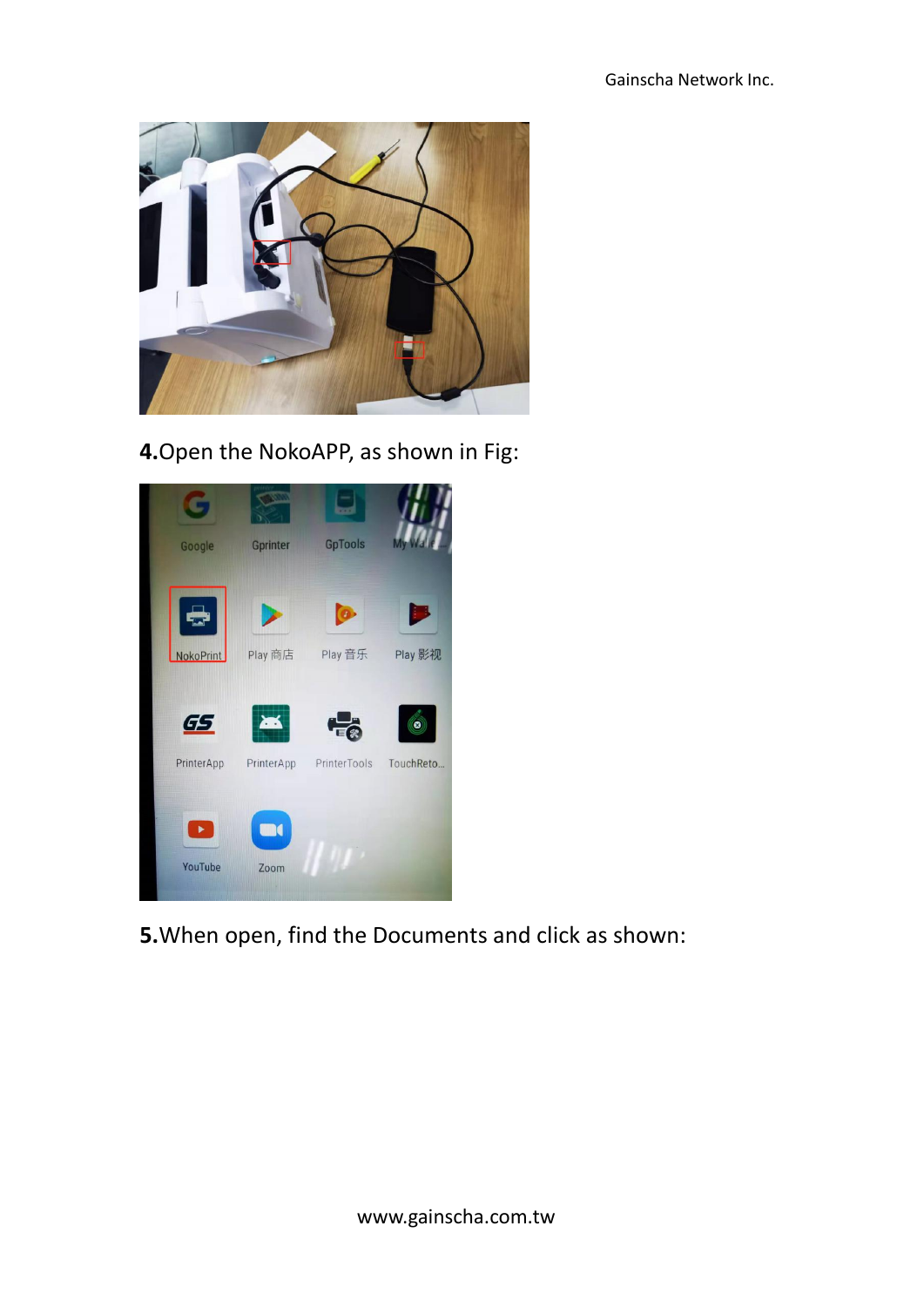**4.**Open the NokoAPP, as shown in Fig:

**5.**When open, find the Documents and click as shown: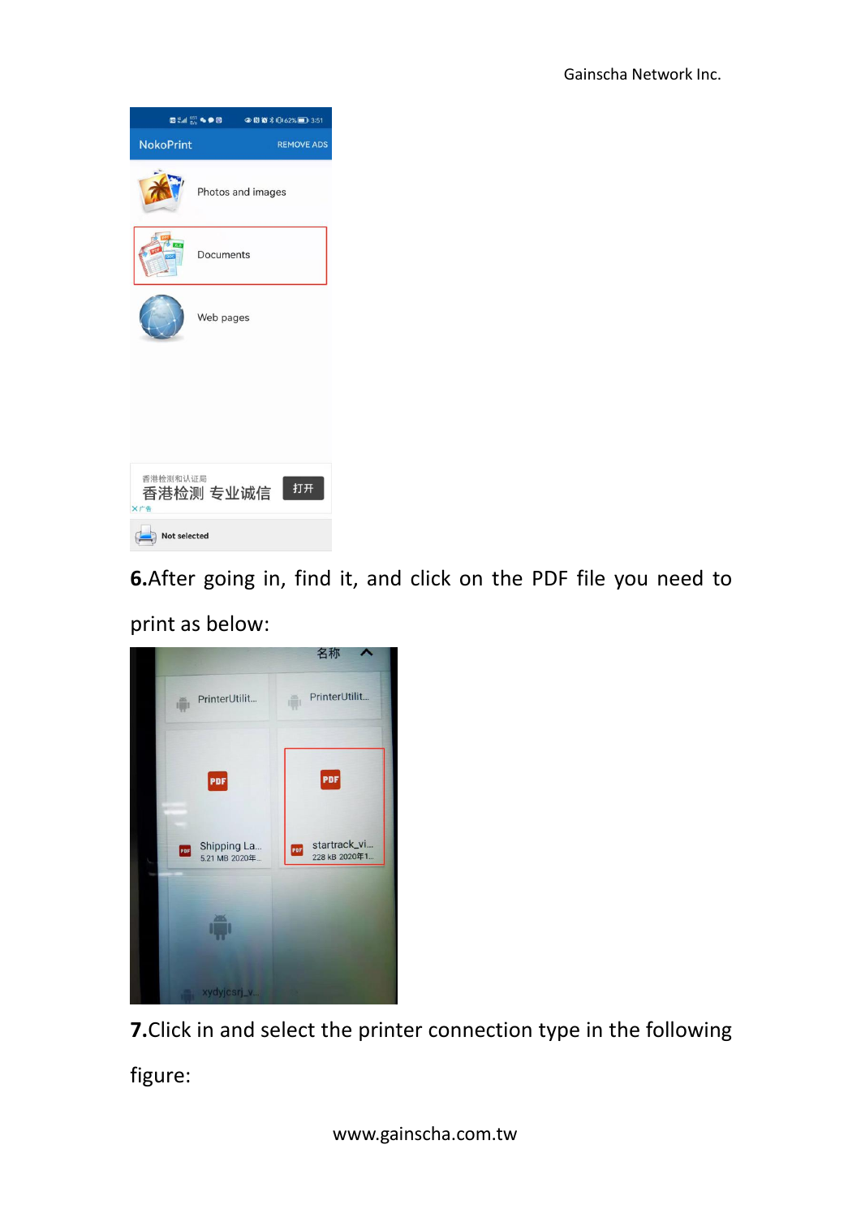**6.**After going in, find it, and click on the PDF file you need to print as below:

**7.**Click in and select the printer connection type in the following figure: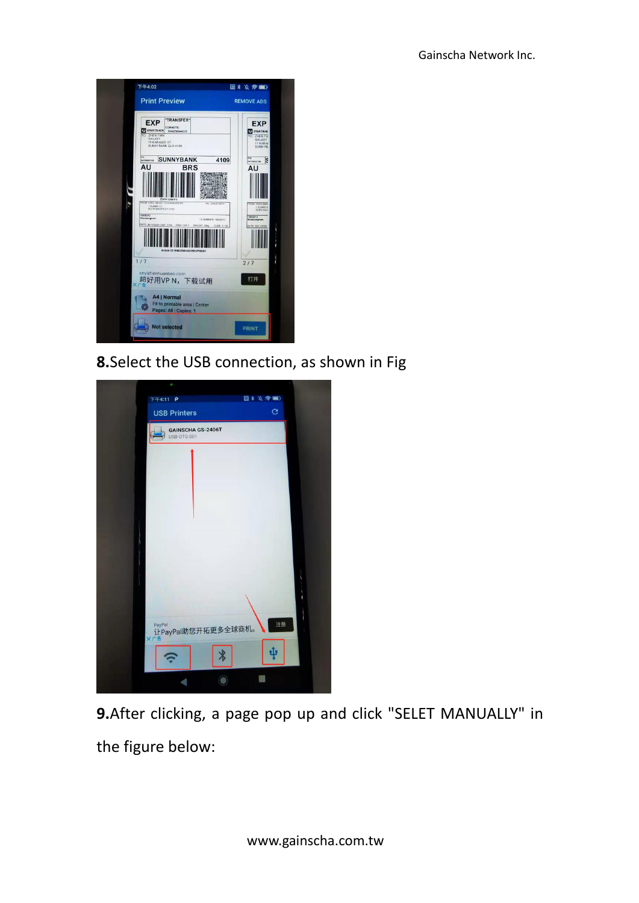**8.**Select the USB connection, as shown in Fig

**9.**After clicking, a page pop up and click "SELET MANUALLY" in the figure below: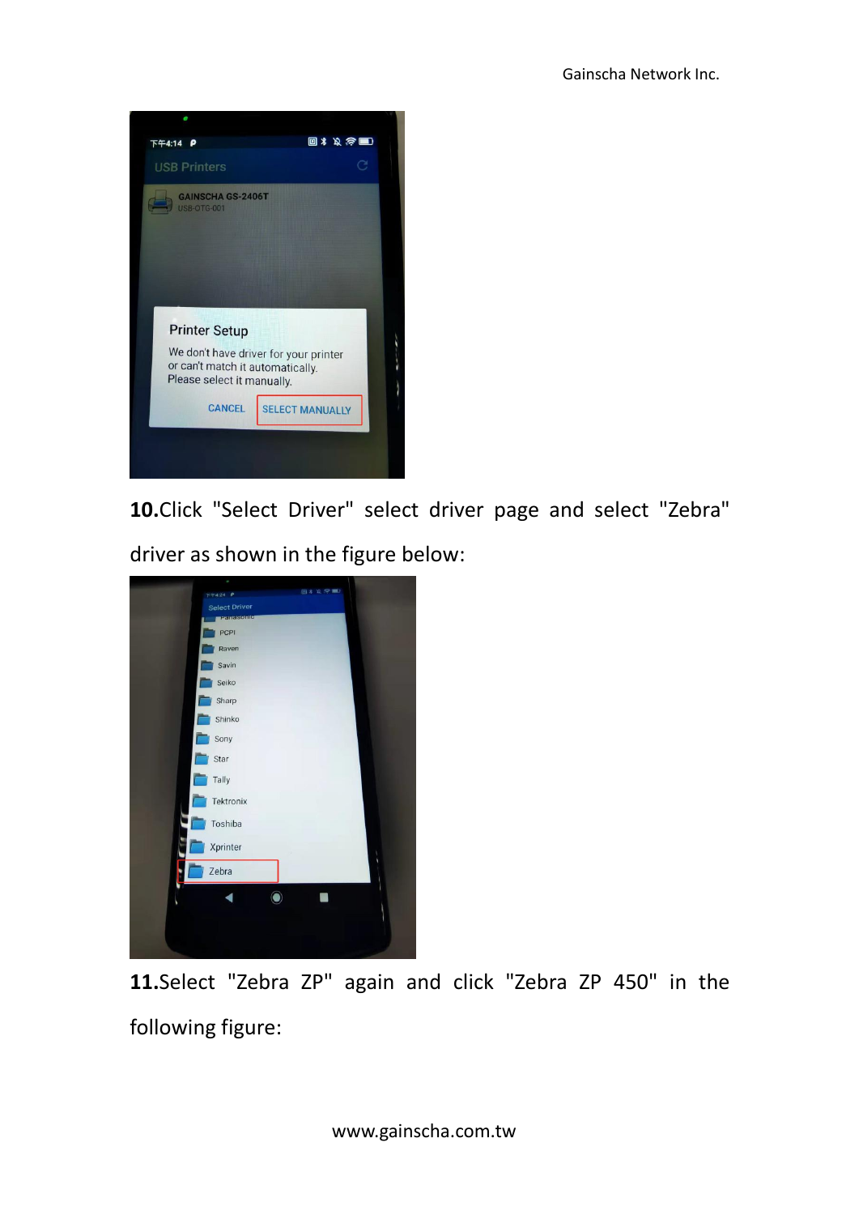**10.**Click "Select Driver" select driver page and select "Zebra" driver as shown in the figure below:

**11.**Select "Zebra ZP" again and click "Zebra ZP 450" in the following figure: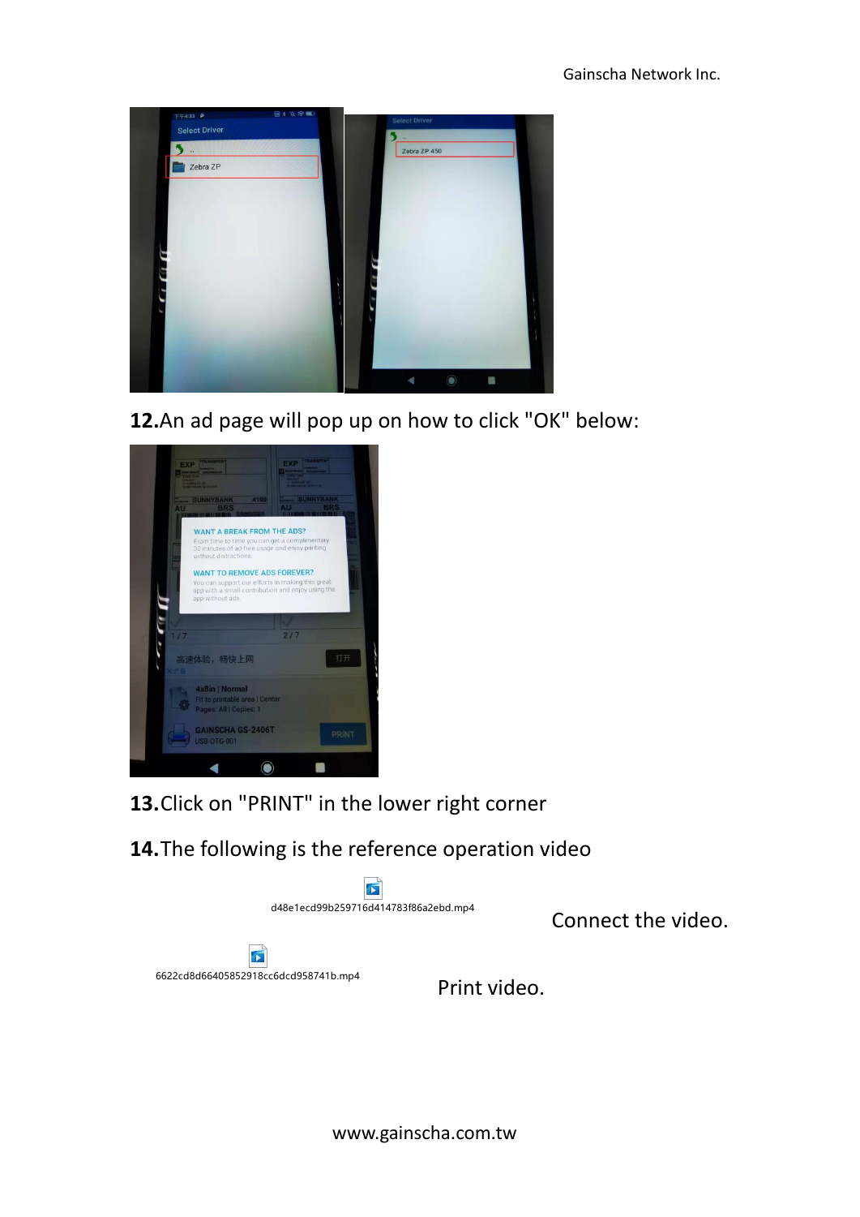**12.** An ad page will pop up on how to click "OK" below:

**13.** Click on "PRINT" in the lower right corner

**14.** The following is the reference operation video

d48e1ecd99b259716d414783f86a2ebd.mp4

Connect the video.

6622cd8d66405852918cc6dcd958741b.mp4

Print video.